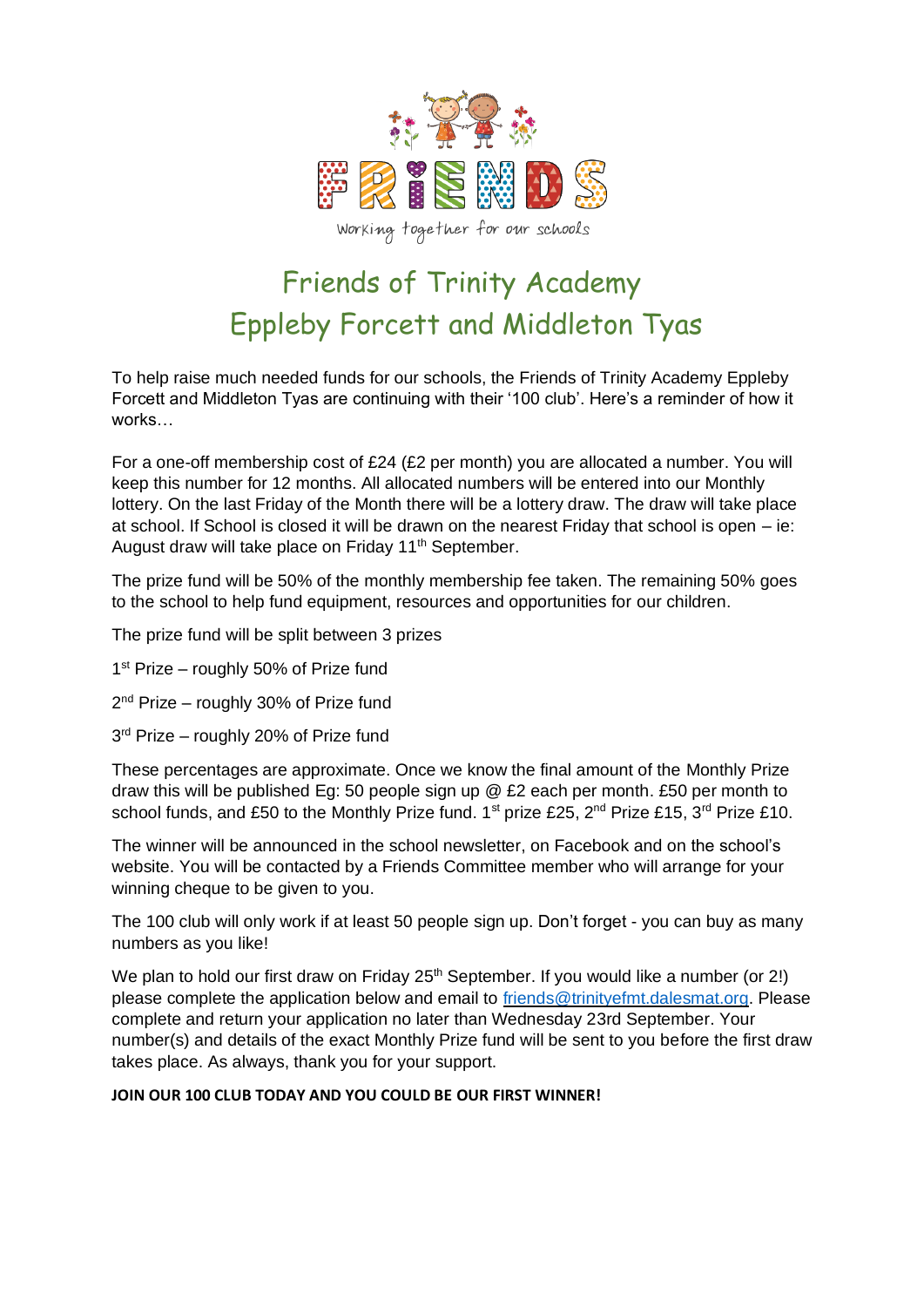FRIENDS

Working together for our schools

# Friends of Trinity Academy
# Eppleby Forcett and Middleton Tyas

To help raise much needed funds for our schools, the Friends of Trinity Academy Eppleby Forcett and Middleton Tyas are continuing with their '100 club'. Here's a reminder of how it works…

For a one-off membership cost of £24 (£2 per month) you are allocated a number. You will keep this number for 12 months. All allocated numbers will be entered into our Monthly lottery. On the last Friday of the Month there will be a lottery draw. The draw will take place at school. If School is closed it will be drawn on the nearest Friday that school is open – ie: August draw will take place on Friday 11th September.

The prize fund will be 50% of the monthly membership fee taken. The remaining 50% goes to the school to help fund equipment, resources and opportunities for our children.

The prize fund will be split between 3 prizes

1st Prize – roughly 50% of Prize fund

2nd Prize – roughly 30% of Prize fund

3rd Prize – roughly 20% of Prize fund

These percentages are approximate. Once we know the final amount of the Monthly Prize draw this will be published Eg: 50 people sign up @ £2 each per month. £50 per month to school funds, and £50 to the Monthly Prize fund. 1st prize £25, 2nd Prize £15, 3rd Prize £10.

The winner will be announced in the school newsletter, on Facebook and on the school's website. You will be contacted by a Friends Committee member who will arrange for your winning cheque to be given to you.

The 100 club will only work if at least 50 people sign up. Don't forget - you can buy as many numbers as you like!

We plan to hold our first draw on Friday 25th September. If you would like a number (or 2!) please complete the application below and email to friends@trinityefmt.dalesmat.org. Please complete and return your application no later than Wednesday 23rd September. Your number(s) and details of the exact Monthly Prize fund will be sent to you before the first draw takes place. As always, thank you for your support.

**JOIN OUR 100 CLUB TODAY AND YOU COULD BE OUR FIRST WINNER!**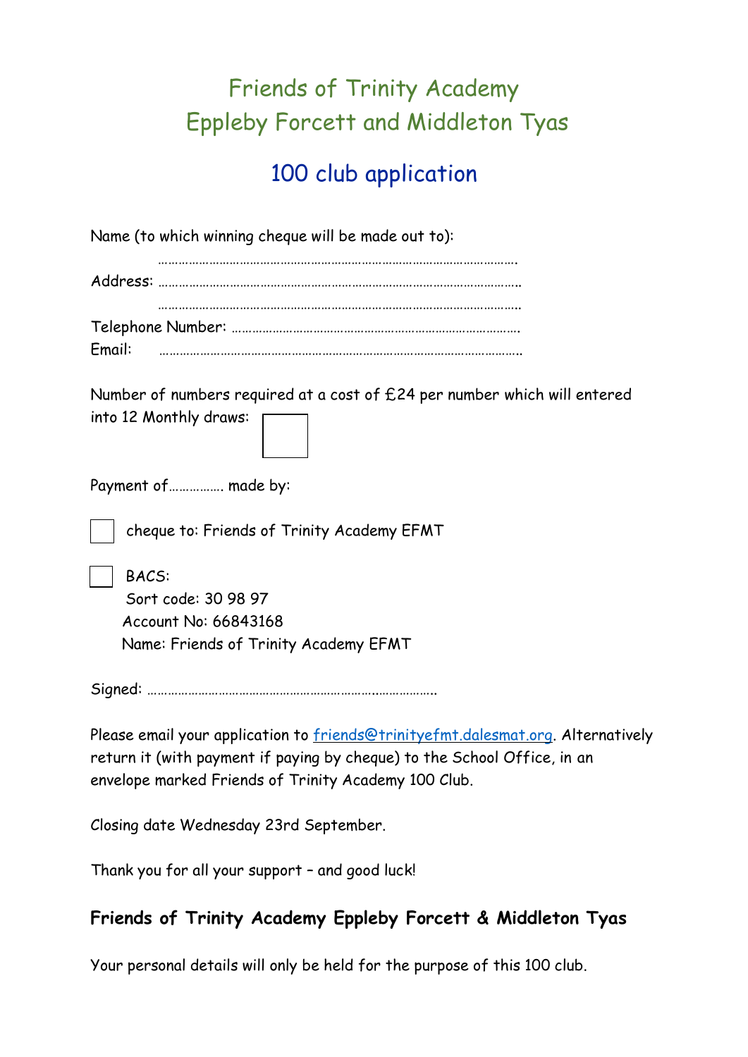# Friends of Trinity Academy
# Eppleby Forcett and Middleton Tyas

## 100 club application

Name (to which winning cheque will be made out to):

…………………………………………………………………………………………….

Address: ……………………………………………………………………………………………..

……………………………………………………………………………………………..

Telephone Number: ………………………………………………………………………….

Email: ……………………………………………………………………………………………..

Number of numbers required at a cost of £24 per number which will entered into 12 Monthly draws: ☐

Payment of……………. made by:

☐ cheque to: Friends of Trinity Academy EFMT

☐ BACS:
Sort code: 30 98 97
Account No: 66843168
Name: Friends of Trinity Academy EFMT

Signed: ……………………………………………………………………………..

Please email your application to friends@trinityefmt.dalesmat.org. Alternatively return it (with payment if paying by cheque) to the School Office, in an envelope marked Friends of Trinity Academy 100 Club.

Closing date Wednesday 23rd September.

Thank you for all your support – and good luck!

**Friends of Trinity Academy Eppleby Forcett & Middleton Tyas**

Your personal details will only be held for the purpose of this 100 club.